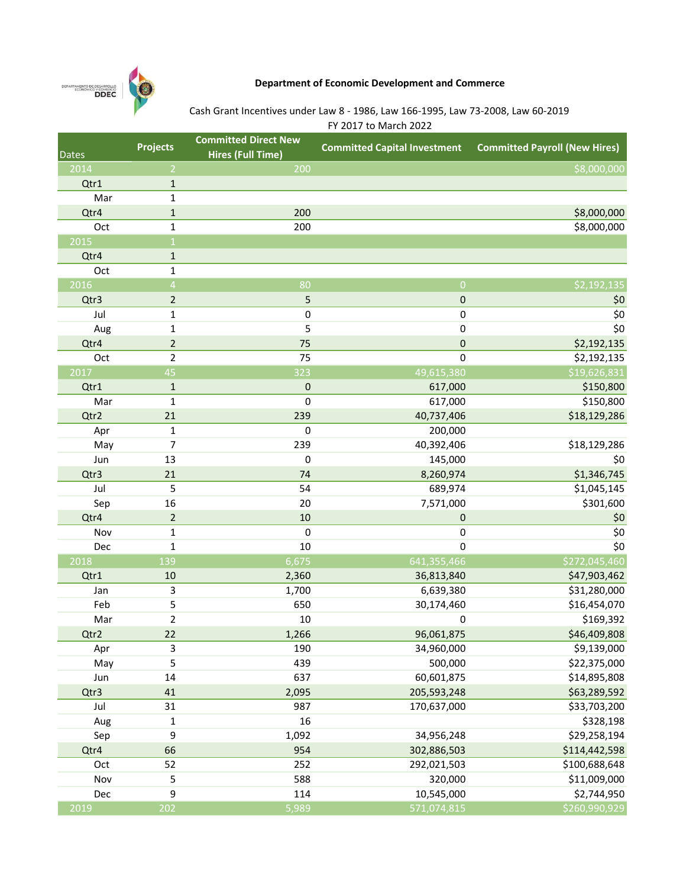**Department of Economic Development and Commerce**

Cash Grant Incentives under Law 8 - 1986, Law 166-1995, Law 73-2008, Law 60-2019
FY 2017 to March 2022

| Dates | Projects | Committed Direct New Hires (Full Time) | Committed Capital Investment | Committed Payroll (New Hires) |
|---|---|---|---|---|
| 2014 | 2 | 200 | | $8,000,000 |
| Qtr1 | 1 | | | |
| Mar | 1 | | | |
| Qtr4 | 1 | 200 | | $8,000,000 |
| Oct | 1 | 200 | | $8,000,000 |
| 2015 | 1 | | | |
| Qtr4 | 1 | | | |
| Oct | 1 | | | |
| 2016 | 4 | 80 | 0 | $2,192,135 |
| Qtr3 | 2 | 5 | 0 | $0 |
| Jul | 1 | 0 | 0 | $0 |
| Aug | 1 | 5 | 0 | $0 |
| Qtr4 | 2 | 75 | 0 | $2,192,135 |
| Oct | 2 | 75 | 0 | $2,192,135 |
| 2017 | 45 | 323 | 49,615,380 | $19,626,831 |
| Qtr1 | 1 | 0 | 617,000 | $150,800 |
| Mar | 1 | 0 | 617,000 | $150,800 |
| Qtr2 | 21 | 239 | 40,737,406 | $18,129,286 |
| Apr | 1 | 0 | 200,000 | |
| May | 7 | 239 | 40,392,406 | $18,129,286 |
| Jun | 13 | 0 | 145,000 | $0 |
| Qtr3 | 21 | 74 | 8,260,974 | $1,346,745 |
| Jul | 5 | 54 | 689,974 | $1,045,145 |
| Sep | 16 | 20 | 7,571,000 | $301,600 |
| Qtr4 | 2 | 10 | 0 | $0 |
| Nov | 1 | 0 | 0 | $0 |
| Dec | 1 | 10 | 0 | $0 |
| 2018 | 139 | 6,675 | 641,355,466 | $272,045,460 |
| Qtr1 | 10 | 2,360 | 36,813,840 | $47,903,462 |
| Jan | 3 | 1,700 | 6,639,380 | $31,280,000 |
| Feb | 5 | 650 | 30,174,460 | $16,454,070 |
| Mar | 2 | 10 | 0 | $169,392 |
| Qtr2 | 22 | 1,266 | 96,061,875 | $46,409,808 |
| Apr | 3 | 190 | 34,960,000 | $9,139,000 |
| May | 5 | 439 | 500,000 | $22,375,000 |
| Jun | 14 | 637 | 60,601,875 | $14,895,808 |
| Qtr3 | 41 | 2,095 | 205,593,248 | $63,289,592 |
| Jul | 31 | 987 | 170,637,000 | $33,703,200 |
| Aug | 1 | 16 | | $328,198 |
| Sep | 9 | 1,092 | 34,956,248 | $29,258,194 |
| Qtr4 | 66 | 954 | 302,886,503 | $114,442,598 |
| Oct | 52 | 252 | 292,021,503 | $100,688,648 |
| Nov | 5 | 588 | 320,000 | $11,009,000 |
| Dec | 9 | 114 | 10,545,000 | $2,744,950 |
| 2019 | 202 | 5,989 | 571,074,815 | $260,990,929 |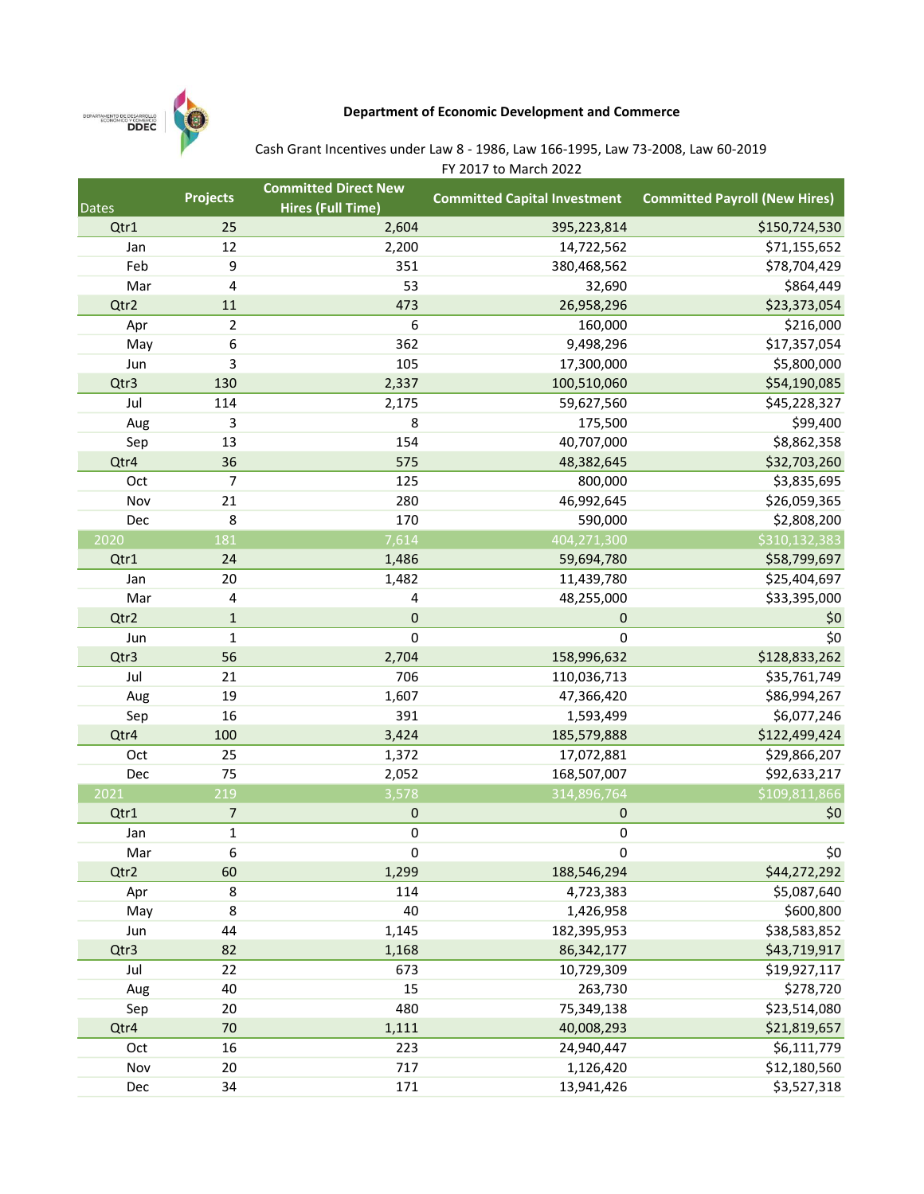**Department of Economic Development and Commerce**

Cash Grant Incentives under Law 8 - 1986, Law 166-1995, Law 73-2008, Law 60-2019

FY 2017 to March 2022

| Dates | Projects | Committed Direct New Hires (Full Time) | Committed Capital Investment | Committed Payroll (New Hires) |
|---|---|---|---|---|
| Qtr1 | 25 | 2,604 | 395,223,814 | $150,724,530 |
| Jan | 12 | 2,200 | 14,722,562 | $71,155,652 |
| Feb | 9 | 351 | 380,468,562 | $78,704,429 |
| Mar | 4 | 53 | 32,690 | $864,449 |
| Qtr2 | 11 | 473 | 26,958,296 | $23,373,054 |
| Apr | 2 | 6 | 160,000 | $216,000 |
| May | 6 | 362 | 9,498,296 | $17,357,054 |
| Jun | 3 | 105 | 17,300,000 | $5,800,000 |
| Qtr3 | 130 | 2,337 | 100,510,060 | $54,190,085 |
| Jul | 114 | 2,175 | 59,627,560 | $45,228,327 |
| Aug | 3 | 8 | 175,500 | $99,400 |
| Sep | 13 | 154 | 40,707,000 | $8,862,358 |
| Qtr4 | 36 | 575 | 48,382,645 | $32,703,260 |
| Oct | 7 | 125 | 800,000 | $3,835,695 |
| Nov | 21 | 280 | 46,992,645 | $26,059,365 |
| Dec | 8 | 170 | 590,000 | $2,808,200 |
| 2020 | 181 | 7,614 | 404,271,300 | $310,132,383 |
| Qtr1 | 24 | 1,486 | 59,694,780 | $58,799,697 |
| Jan | 20 | 1,482 | 11,439,780 | $25,404,697 |
| Mar | 4 | 4 | 48,255,000 | $33,395,000 |
| Qtr2 | 1 | 0 | 0 | $0 |
| Jun | 1 | 0 | 0 | $0 |
| Qtr3 | 56 | 2,704 | 158,996,632 | $128,833,262 |
| Jul | 21 | 706 | 110,036,713 | $35,761,749 |
| Aug | 19 | 1,607 | 47,366,420 | $86,994,267 |
| Sep | 16 | 391 | 1,593,499 | $6,077,246 |
| Qtr4 | 100 | 3,424 | 185,579,888 | $122,499,424 |
| Oct | 25 | 1,372 | 17,072,881 | $29,866,207 |
| Dec | 75 | 2,052 | 168,507,007 | $92,633,217 |
| 2021 | 219 | 3,578 | 314,896,764 | $109,811,866 |
| Qtr1 | 7 | 0 | 0 | $0 |
| Jan | 1 | 0 | 0 | |
| Mar | 6 | 0 | 0 | $0 |
| Qtr2 | 60 | 1,299 | 188,546,294 | $44,272,292 |
| Apr | 8 | 114 | 4,723,383 | $5,087,640 |
| May | 8 | 40 | 1,426,958 | $600,800 |
| Jun | 44 | 1,145 | 182,395,953 | $38,583,852 |
| Qtr3 | 82 | 1,168 | 86,342,177 | $43,719,917 |
| Jul | 22 | 673 | 10,729,309 | $19,927,117 |
| Aug | 40 | 15 | 263,730 | $278,720 |
| Sep | 20 | 480 | 75,349,138 | $23,514,080 |
| Qtr4 | 70 | 1,111 | 40,008,293 | $21,819,657 |
| Oct | 16 | 223 | 24,940,447 | $6,111,779 |
| Nov | 20 | 717 | 1,126,420 | $12,180,560 |
| Dec | 34 | 171 | 13,941,426 | $3,527,318 |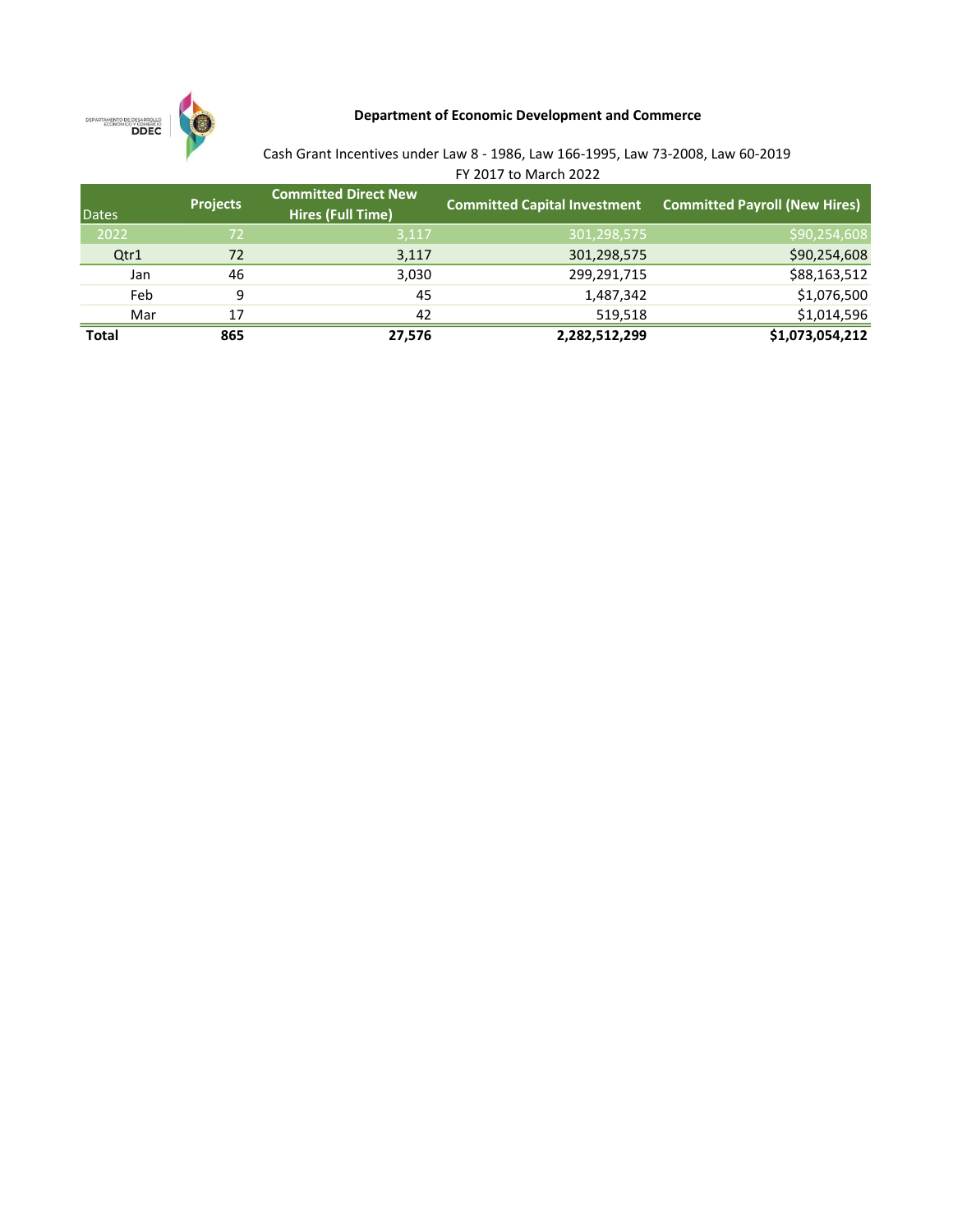**Department of Economic Development and Commerce**

Cash Grant Incentives under Law 8 - 1986, Law 166-1995, Law 73-2008, Law 60-2019
FY 2017 to March 2022

| Dates | Projects | Committed Direct New Hires (Full Time) | Committed Capital Investment | Committed Payroll (New Hires) |
|---|---|---|---|---|
| 2022 | 72 | 3,117 | 301,298,575 | $90,254,608 |
| Qtr1 | 72 | 3,117 | 301,298,575 | $90,254,608 |
| Jan | 46 | 3,030 | 299,291,715 | $88,163,512 |
| Feb | 9 | 45 | 1,487,342 | $1,076,500 |
| Mar | 17 | 42 | 519,518 | $1,014,596 |
| **Total** | **865** | **27,576** | **2,282,512,299** | **$1,073,054,212** |